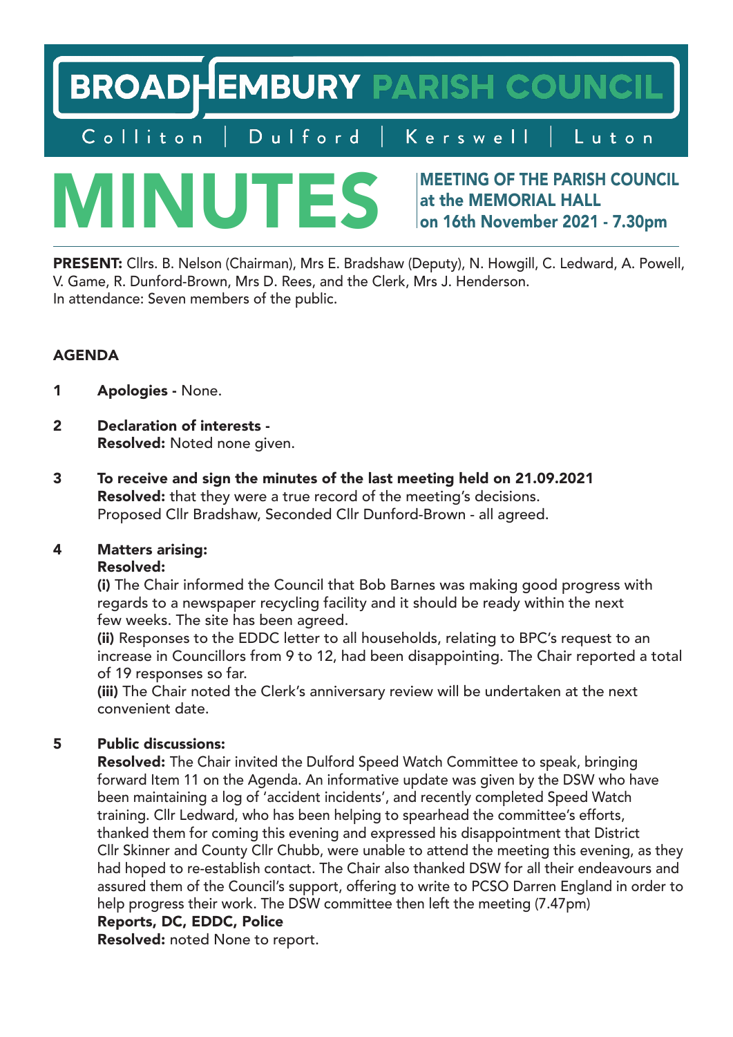# BROADHEMBURY PARISH COUNCIL

Colliton | Dulford | Kerswell | Luton

# MINUTES

**MEETING OF THE PARISH COUNCIL at the MEMORIAL HALL on 16th November 2021 - 7.30pm**

**PRESENT:** Cllrs. B. Nelson (Chairman), Mrs E. Bradshaw (Deputy), N. Howgill, C. Ledward, A. Powell, V. Game, R. Dunford-Brown, Mrs D. Rees, and the Clerk, Mrs J. Henderson.
In attendance: Seven members of the public.

## AGENDA

**1** **Apologies -** None.

**2** **Declaration of interests -**
**Resolved:** Noted none given.

**3** **To receive and sign the minutes of the last meeting held on 21.09.2021**
**Resolved:** that they were a true record of the meeting's decisions.
Proposed Cllr Bradshaw, Seconded Cllr Dunford-Brown - all agreed.

**4** **Matters arising:**
**Resolved:**
**(i)** The Chair informed the Council that Bob Barnes was making good progress with regards to a newspaper recycling facility and it should be ready within the next few weeks. The site has been agreed.
**(ii)** Responses to the EDDC letter to all households, relating to BPC's request to an increase in Councillors from 9 to 12, had been disappointing. The Chair reported a total of 19 responses so far.
**(iii)** The Chair noted the Clerk's anniversary review will be undertaken at the next convenient date.

**5** **Public discussions:**
**Resolved:** The Chair invited the Dulford Speed Watch Committee to speak, bringing forward Item 11 on the Agenda. An informative update was given by the DSW who have been maintaining a log of 'accident incidents', and recently completed Speed Watch training. Cllr Ledward, who has been helping to spearhead the committee's efforts, thanked them for coming this evening and expressed his disappointment that District Cllr Skinner and County Cllr Chubb, were unable to attend the meeting this evening, as they had hoped to re-establish contact. The Chair also thanked DSW for all their endeavours and assured them of the Council's support, offering to write to PCSO Darren England in order to help progress their work. The DSW committee then left the meeting (7.47pm)
**Reports, DC, EDDC, Police**
**Resolved:** noted None to report.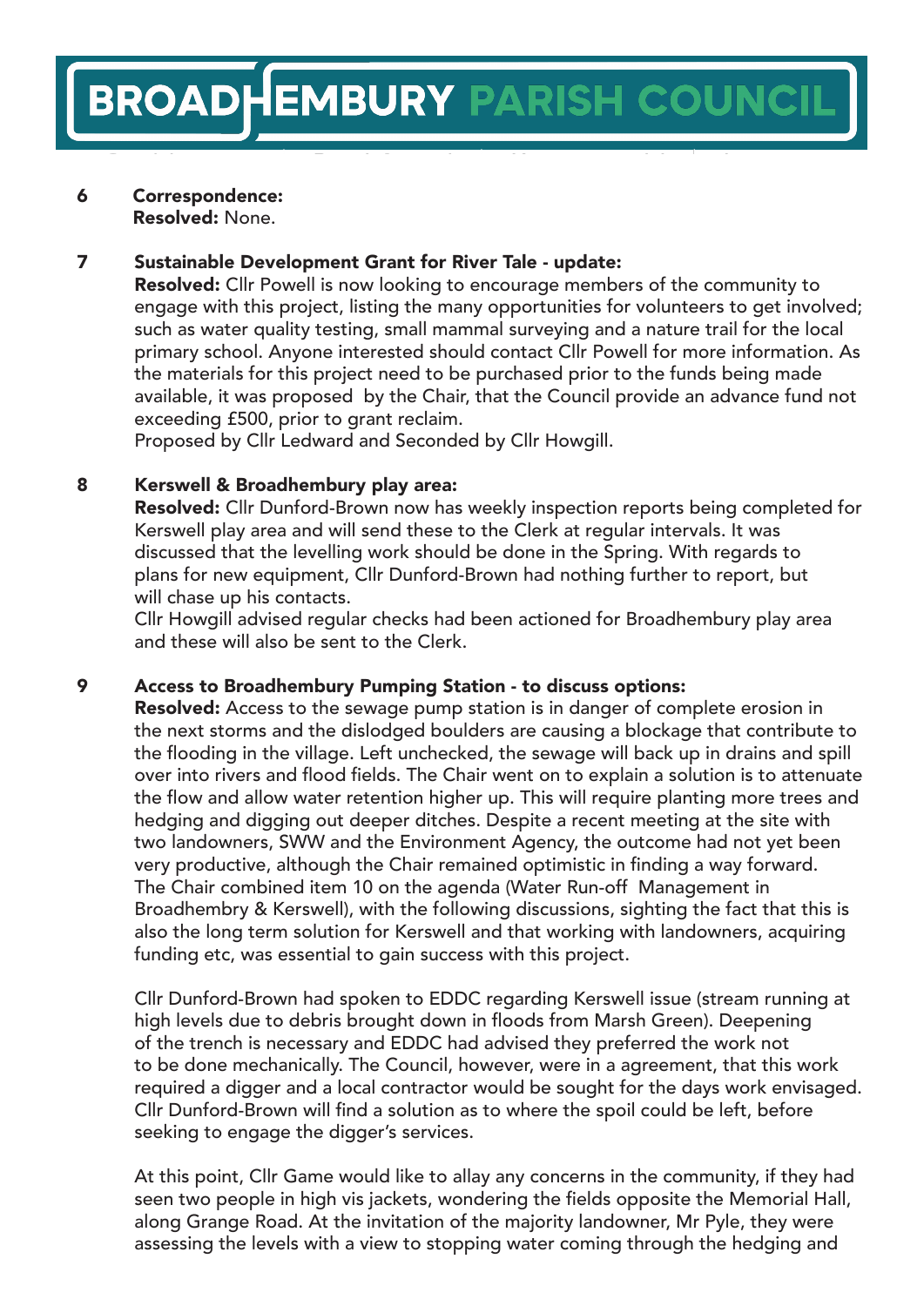6 **Correspondence:**
**Resolved:** None.

7 **Sustainable Development Grant for River Tale - update:**
**Resolved:** Cllr Powell is now looking to encourage members of the community to engage with this project, listing the many opportunities for volunteers to get involved; such as water quality testing, small mammal surveying and a nature trail for the local primary school. Anyone interested should contact Cllr Powell for more information. As the materials for this project need to be purchased prior to the funds being made available, it was proposed by the Chair, that the Council provide an advance fund not exceeding £500, prior to grant reclaim.
Proposed by Cllr Ledward and Seconded by Cllr Howgill.

8 **Kerswell & Broadhembury play area:**
**Resolved:** Cllr Dunford-Brown now has weekly inspection reports being completed for Kerswell play area and will send these to the Clerk at regular intervals. It was discussed that the levelling work should be done in the Spring. With regards to plans for new equipment, Cllr Dunford-Brown had nothing further to report, but will chase up his contacts.
Cllr Howgill advised regular checks had been actioned for Broadhembury play area and these will also be sent to the Clerk.

9 **Access to Broadhembury Pumping Station - to discuss options:**
**Resolved:** Access to the sewage pump station is in danger of complete erosion in the next storms and the dislodged boulders are causing a blockage that contribute to the flooding in the village. Left unchecked, the sewage will back up in drains and spill over into rivers and flood fields. The Chair went on to explain a solution is to attenuate the flow and allow water retention higher up. This will require planting more trees and hedging and digging out deeper ditches. Despite a recent meeting at the site with two landowners, SWW and the Environment Agency, the outcome had not yet been very productive, although the Chair remained optimistic in finding a way forward. The Chair combined item 10 on the agenda (Water Run-off Management in Broadhembry & Kerswell), with the following discussions, sighting the fact that this is also the long term solution for Kerswell and that working with landowners, acquiring funding etc, was essential to gain success with this project.

Cllr Dunford-Brown had spoken to EDDC regarding Kerswell issue (stream running at high levels due to debris brought down in floods from Marsh Green). Deepening of the trench is necessary and EDDC had advised they preferred the work not to be done mechanically. The Council, however, were in a agreement, that this work required a digger and a local contractor would be sought for the days work envisaged. Cllr Dunford-Brown will find a solution as to where the spoil could be left, before seeking to engage the digger's services.

At this point, Cllr Game would like to allay any concerns in the community, if they had seen two people in high vis jackets, wondering the fields opposite the Memorial Hall, along Grange Road. At the invitation of the majority landowner, Mr Pyle, they were assessing the levels with a view to stopping water coming through the hedging and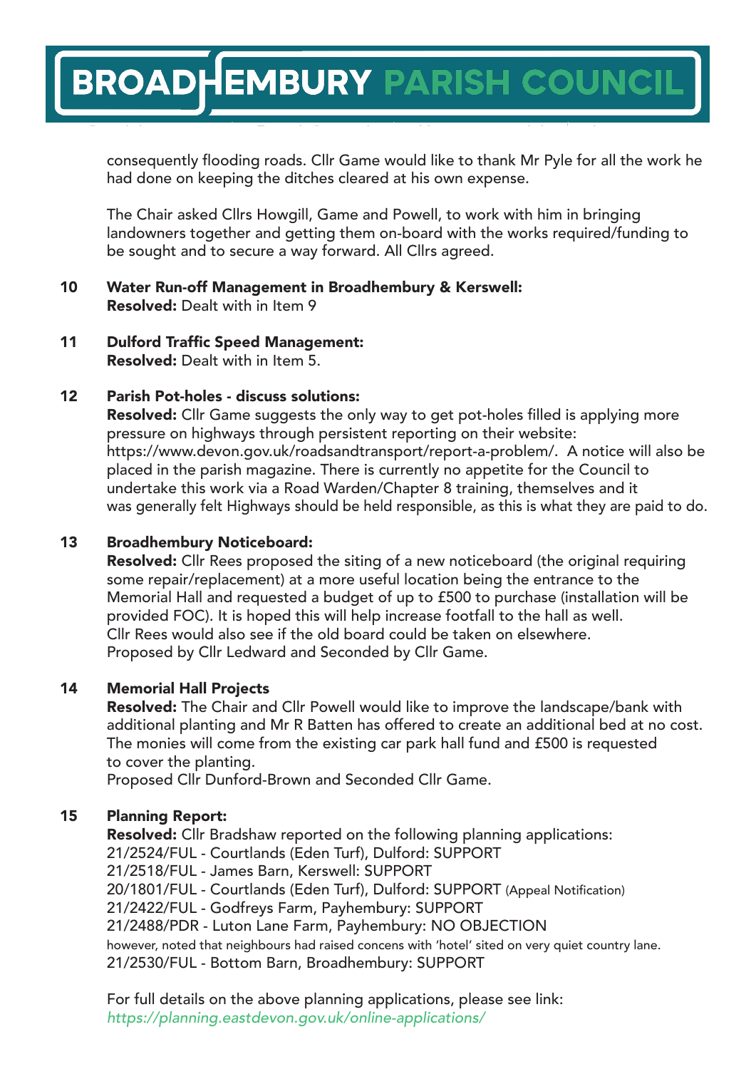consequently flooding roads. Cllr Game would like to thank Mr Pyle for all the work he had done on keeping the ditches cleared at his own expense.

The Chair asked Cllrs Howgill, Game and Powell, to work with him in bringing landowners together and getting them on-board with the works required/funding to be sought and to secure a way forward. All Cllrs agreed.

**10 Water Run-off Management in Broadhembury & Kerswell:**
**Resolved:** Dealt with in Item 9

**11 Dulford Traffic Speed Management:**
**Resolved:** Dealt with in Item 5.

**12 Parish Pot-holes - discuss solutions:**
**Resolved:** Cllr Game suggests the only way to get pot-holes filled is applying more pressure on highways through persistent reporting on their website: https://www.devon.gov.uk/roadsandtransport/report-a-problem/. A notice will also be placed in the parish magazine. There is currently no appetite for the Council to undertake this work via a Road Warden/Chapter 8 training, themselves and it was generally felt Highways should be held responsible, as this is what they are paid to do.

**13 Broadhembury Noticeboard:**
**Resolved:** Cllr Rees proposed the siting of a new noticeboard (the original requiring some repair/replacement) at a more useful location being the entrance to the Memorial Hall and requested a budget of up to £500 to purchase (installation will be provided FOC). It is hoped this will help increase footfall to the hall as well.
Cllr Rees would also see if the old board could be taken on elsewhere.
Proposed by Cllr Ledward and Seconded by Cllr Game.

**14 Memorial Hall Projects**
**Resolved:** The Chair and Cllr Powell would like to improve the landscape/bank with additional planting and Mr R Batten has offered to create an additional bed at no cost. The monies will come from the existing car park hall fund and £500 is requested to cover the planting.
Proposed Cllr Dunford-Brown and Seconded Cllr Game.

**15 Planning Report:**
**Resolved:** Cllr Bradshaw reported on the following planning applications:
21/2524/FUL - Courtlands (Eden Turf), Dulford: SUPPORT
21/2518/FUL - James Barn, Kerswell: SUPPORT
20/1801/FUL - Courtlands (Eden Turf), Dulford: SUPPORT (Appeal Notification)
21/2422/FUL - Godfreys Farm, Payhembury: SUPPORT
21/2488/PDR - Luton Lane Farm, Payhembury: NO OBJECTION
however, noted that neighbours had raised concens with 'hotel' sited on very quiet country lane.
21/2530/FUL - Bottom Barn, Broadhembury: SUPPORT

For full details on the above planning applications, please see link:
*https://planning.eastdevon.gov.uk/online-applications/*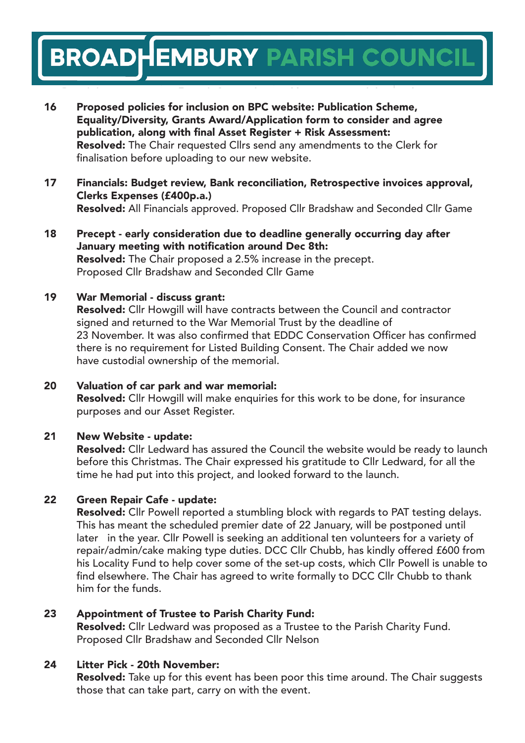**16 Proposed policies for inclusion on BPC website: Publication Scheme, Equality/Diversity, Grants Award/Application form to consider and agree publication, along with final Asset Register + Risk Assessment:**
**Resolved:** The Chair requested Cllrs send any amendments to the Clerk for finalisation before uploading to our new website.

**17 Financials: Budget review, Bank reconciliation, Retrospective invoices approval, Clerks Expenses (£400p.a.)**
**Resolved:** All Financials approved. Proposed Cllr Bradshaw and Seconded Cllr Game

**18 Precept - early consideration due to deadline generally occurring day after January meeting with notification around Dec 8th:**
**Resolved:** The Chair proposed a 2.5% increase in the precept.
Proposed Cllr Bradshaw and Seconded Cllr Game

**19 War Memorial - discuss grant:**
**Resolved:** Cllr Howgill will have contracts between the Council and contractor signed and returned to the War Memorial Trust by the deadline of 23 November. It was also confirmed that EDDC Conservation Officer has confirmed there is no requirement for Listed Building Consent. The Chair added we now have custodial ownership of the memorial.

**20 Valuation of car park and war memorial:**
**Resolved:** Cllr Howgill will make enquiries for this work to be done, for insurance purposes and our Asset Register.

**21 New Website - update:**
**Resolved:** Cllr Ledward has assured the Council the website would be ready to launch before this Christmas. The Chair expressed his gratitude to Cllr Ledward, for all the time he had put into this project, and looked forward to the launch.

**22 Green Repair Cafe - update:**
**Resolved:** Cllr Powell reported a stumbling block with regards to PAT testing delays. This has meant the scheduled premier date of 22 January, will be postponed until later in the year. Cllr Powell is seeking an additional ten volunteers for a variety of repair/admin/cake making type duties. DCC Cllr Chubb, has kindly offered £600 from his Locality Fund to help cover some of the set-up costs, which Cllr Powell is unable to find elsewhere. The Chair has agreed to write formally to DCC Cllr Chubb to thank him for the funds.

**23 Appointment of Trustee to Parish Charity Fund:**
**Resolved:** Cllr Ledward was proposed as a Trustee to the Parish Charity Fund.
Proposed Cllr Bradshaw and Seconded Cllr Nelson

**24 Litter Pick - 20th November:**
**Resolved:** Take up for this event has been poor this time around. The Chair suggests those that can take part, carry on with the event.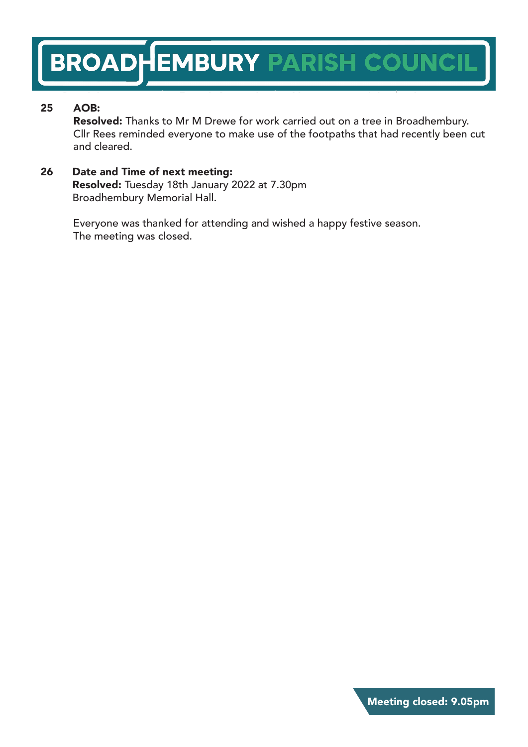**25 AOB:**

**Resolved:** Thanks to Mr M Drewe for work carried out on a tree in Broadhembury. Cllr Rees reminded everyone to make use of the footpaths that had recently been cut and cleared.

**26 Date and Time of next meeting:**

**Resolved:** Tuesday 18th January 2022 at 7.30pm Broadhembury Memorial Hall.

Everyone was thanked for attending and wished a happy festive season. The meeting was closed.

**Meeting closed: 9.05pm**